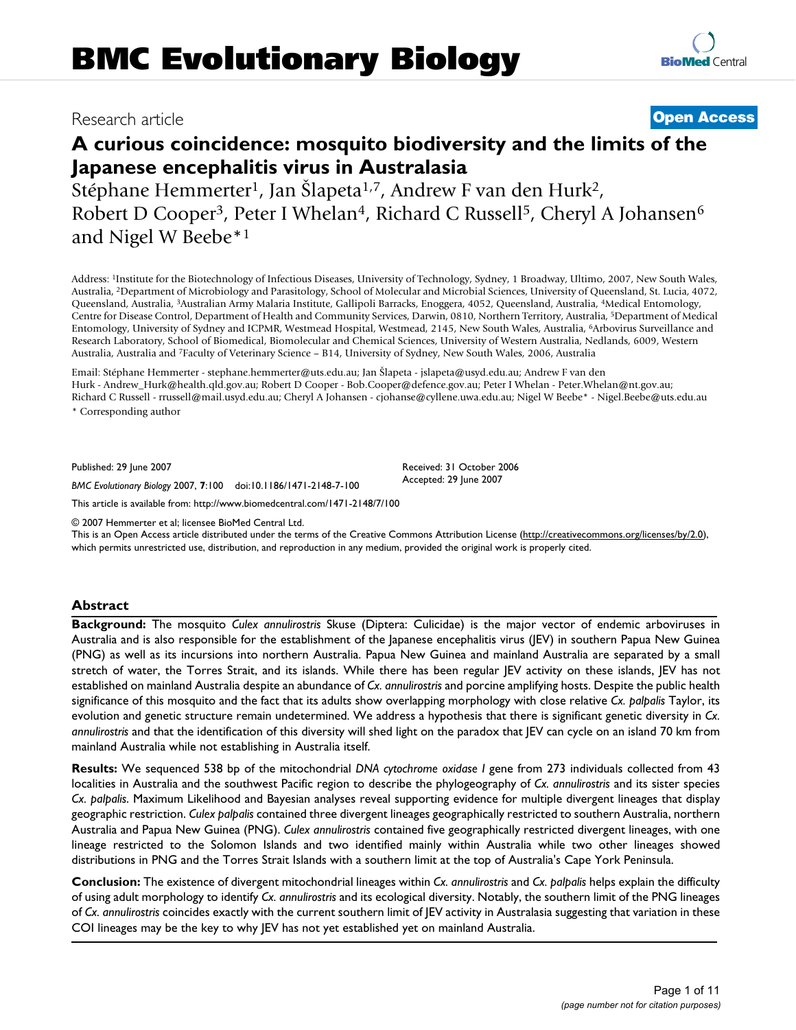# BMC Evolutionary Biology

Research article

**Open Access**

# A curious coincidence: mosquito biodiversity and the limits of the Japanese encephalitis virus in Australasia

Stéphane Hemmerter[1], Jan Šlapeta[1,7], Andrew F van den Hurk[2], Robert D Cooper[3], Peter I Whelan[4], Richard C Russell[5], Cheryl A Johansen[6] and Nigel W Beebe*[1]

Address: [1]Institute for the Biotechnology of Infectious Diseases, University of Technology, Sydney, 1 Broadway, Ultimo, 2007, New South Wales, Australia, [2]Department of Microbiology and Parasitology, School of Molecular and Microbial Sciences, University of Queensland, St. Lucia, 4072, Queensland, Australia, [3]Australian Army Malaria Institute, Gallipoli Barracks, Enoggera, 4052, Queensland, Australia, [4]Medical Entomology, Centre for Disease Control, Department of Health and Community Services, Darwin, 0810, Northern Territory, Australia, [5]Department of Medical Entomology, University of Sydney and ICPMR, Westmead Hospital, Westmead, 2145, New South Wales, Australia, [6]Arbovirus Surveillance and Research Laboratory, School of Biomedical, Biomolecular and Chemical Sciences, University of Western Australia, Nedlands, 6009, Western Australia, Australia and [7]Faculty of Veterinary Science – B14, University of Sydney, New South Wales, 2006, Australia

Email: Stéphane Hemmerter - stephane.hemmerter@uts.edu.au; Jan Šlapeta - jslapeta@usyd.edu.au; Andrew F van den Hurk - Andrew_Hurk@health.qld.gov.au; Robert D Cooper - Bob.Cooper@defence.gov.au; Peter I Whelan - Peter.Whelan@nt.gov.au; Richard C Russell - rrussell@mail.usyd.edu.au; Cheryl A Johansen - cjohanse@cyllene.uwa.edu.au; Nigel W Beebe* - Nigel.Beebe@uts.edu.au

\* Corresponding author

Published: 29 June 2007

*BMC Evolutionary Biology* 2007, **7**:100 doi:10.1186/1471-2148-7-100

Received: 31 October 2006
Accepted: 29 June 2007

This article is available from: http://www.biomedcentral.com/1471-2148/7/100

© 2007 Hemmerter et al; licensee BioMed Central Ltd.
This is an Open Access article distributed under the terms of the Creative Commons Attribution License (http://creativecommons.org/licenses/by/2.0), which permits unrestricted use, distribution, and reproduction in any medium, provided the original work is properly cited.

## Abstract

**Background:** The mosquito *Culex annulirostris* Skuse (Diptera: Culicidae) is the major vector of endemic arboviruses in Australia and is also responsible for the establishment of the Japanese encephalitis virus (JEV) in southern Papua New Guinea (PNG) as well as its incursions into northern Australia. Papua New Guinea and mainland Australia are separated by a small stretch of water, the Torres Strait, and its islands. While there has been regular JEV activity on these islands, JEV has not established on mainland Australia despite an abundance of *Cx. annulirostris* and porcine amplifying hosts. Despite the public health significance of this mosquito and the fact that its adults show overlapping morphology with close relative *Cx. palpalis* Taylor, its evolution and genetic structure remain undetermined. We address a hypothesis that there is significant genetic diversity in *Cx. annulirostris* and that the identification of this diversity will shed light on the paradox that JEV can cycle on an island 70 km from mainland Australia while not establishing in Australia itself.

**Results:** We sequenced 538 bp of the mitochondrial *DNA cytochrome oxidase I* gene from 273 individuals collected from 43 localities in Australia and the southwest Pacific region to describe the phylogeography of *Cx. annulirostris* and its sister species *Cx. palpalis*. Maximum Likelihood and Bayesian analyses reveal supporting evidence for multiple divergent lineages that display geographic restriction. *Culex palpalis* contained three divergent lineages geographically restricted to southern Australia, northern Australia and Papua New Guinea (PNG). *Culex annulirostris* contained five geographically restricted divergent lineages, with one lineage restricted to the Solomon Islands and two identified mainly within Australia while two other lineages showed distributions in PNG and the Torres Strait Islands with a southern limit at the top of Australia's Cape York Peninsula.

**Conclusion:** The existence of divergent mitochondrial lineages within *Cx. annulirostris* and *Cx. palpalis* helps explain the difficulty of using adult morphology to identify *Cx. annulirostris* and its ecological diversity. Notably, the southern limit of the PNG lineages of *Cx. annulirostris* coincides exactly with the current southern limit of JEV activity in Australasia suggesting that variation in these COI lineages may be the key to why JEV has not yet established yet on mainland Australia.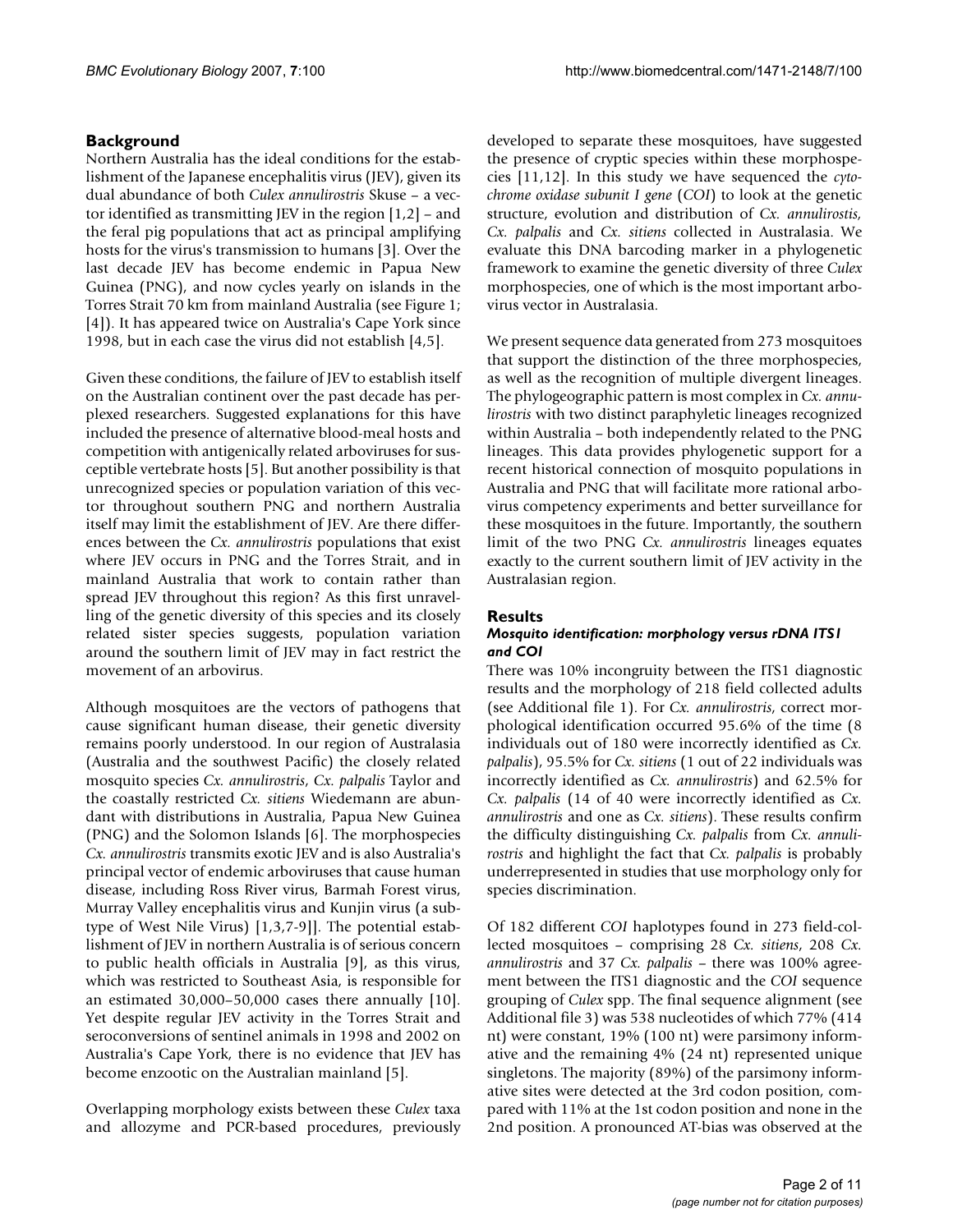## Background

Northern Australia has the ideal conditions for the establishment of the Japanese encephalitis virus (JEV), given its dual abundance of both *Culex annulirostris* Skuse – a vector identified as transmitting JEV in the region [1,2] – and the feral pig populations that act as principal amplifying hosts for the virus's transmission to humans [3]. Over the last decade JEV has become endemic in Papua New Guinea (PNG), and now cycles yearly on islands in the Torres Strait 70 km from mainland Australia (see Figure 1; [4]). It has appeared twice on Australia's Cape York since 1998, but in each case the virus did not establish [4,5].

Given these conditions, the failure of JEV to establish itself on the Australian continent over the past decade has perplexed researchers. Suggested explanations for this have included the presence of alternative blood-meal hosts and competition with antigenically related arboviruses for susceptible vertebrate hosts [5]. But another possibility is that unrecognized species or population variation of this vector throughout southern PNG and northern Australia itself may limit the establishment of JEV. Are there differences between the *Cx. annulirostris* populations that exist where JEV occurs in PNG and the Torres Strait, and in mainland Australia that work to contain rather than spread JEV throughout this region? As this first unravelling of the genetic diversity of this species and its closely related sister species suggests, population variation around the southern limit of JEV may in fact restrict the movement of an arbovirus.

Although mosquitoes are the vectors of pathogens that cause significant human disease, their genetic diversity remains poorly understood. In our region of Australasia (Australia and the southwest Pacific) the closely related mosquito species *Cx. annulirostris*, *Cx. palpalis* Taylor and the coastally restricted *Cx. sitiens* Wiedemann are abundant with distributions in Australia, Papua New Guinea (PNG) and the Solomon Islands [6]. The morphospecies *Cx. annulirostris* transmits exotic JEV and is also Australia's principal vector of endemic arboviruses that cause human disease, including Ross River virus, Barmah Forest virus, Murray Valley encephalitis virus and Kunjin virus (a subtype of West Nile Virus) [1,3,7-9]]. The potential establishment of JEV in northern Australia is of serious concern to public health officials in Australia [9], as this virus, which was restricted to Southeast Asia, is responsible for an estimated 30,000–50,000 cases there annually [10]. Yet despite regular JEV activity in the Torres Strait and seroconversions of sentinel animals in 1998 and 2002 on Australia's Cape York, there is no evidence that JEV has become enzootic on the Australian mainland [5].

Overlapping morphology exists between these *Culex* taxa and allozyme and PCR-based procedures, previously developed to separate these mosquitoes, have suggested the presence of cryptic species within these morphospecies [11,12]. In this study we have sequenced the *cytochrome oxidase subunit I gene* (*COI*) to look at the genetic structure, evolution and distribution of *Cx. annulirostis*, *Cx. palpalis* and *Cx. sitiens* collected in Australasia. We evaluate this DNA barcoding marker in a phylogenetic framework to examine the genetic diversity of three *Culex* morphospecies, one of which is the most important arbovirus vector in Australasia.

We present sequence data generated from 273 mosquitoes that support the distinction of the three morphospecies, as well as the recognition of multiple divergent lineages. The phylogeographic pattern is most complex in *Cx. annulirostris* with two distinct paraphyletic lineages recognized within Australia – both independently related to the PNG lineages. This data provides phylogenetic support for a recent historical connection of mosquito populations in Australia and PNG that will facilitate more rational arbovirus competency experiments and better surveillance for these mosquitoes in the future. Importantly, the southern limit of the two PNG *Cx. annulirostris* lineages equates exactly to the current southern limit of JEV activity in the Australasian region.

## Results

### *Mosquito identification: morphology versus rDNA ITS1 and COI*

There was 10% incongruity between the ITS1 diagnostic results and the morphology of 218 field collected adults (see Additional file 1). For *Cx. annulirostris*, correct morphological identification occurred 95.6% of the time (8 individuals out of 180 were incorrectly identified as *Cx. palpalis*), 95.5% for *Cx. sitiens* (1 out of 22 individuals was incorrectly identified as *Cx. annulirostris*) and 62.5% for *Cx. palpalis* (14 of 40 were incorrectly identified as *Cx. annulirostris* and one as *Cx. sitiens*). These results confirm the difficulty distinguishing *Cx. palpalis* from *Cx. annulirostris* and highlight the fact that *Cx. palpalis* is probably underrepresented in studies that use morphology only for species discrimination.

Of 182 different *COI* haplotypes found in 273 field-collected mosquitoes – comprising 28 *Cx. sitiens*, 208 *Cx. annulirostris* and 37 *Cx. palpalis* – there was 100% agreement between the ITS1 diagnostic and the *COI* sequence grouping of *Culex* spp. The final sequence alignment (see Additional file 3) was 538 nucleotides of which 77% (414 nt) were constant, 19% (100 nt) were parsimony informative and the remaining 4% (24 nt) represented unique singletons. The majority (89%) of the parsimony informative sites were detected at the 3rd codon position, compared with 11% at the 1st codon position and none in the 2nd position. A pronounced AT-bias was observed at the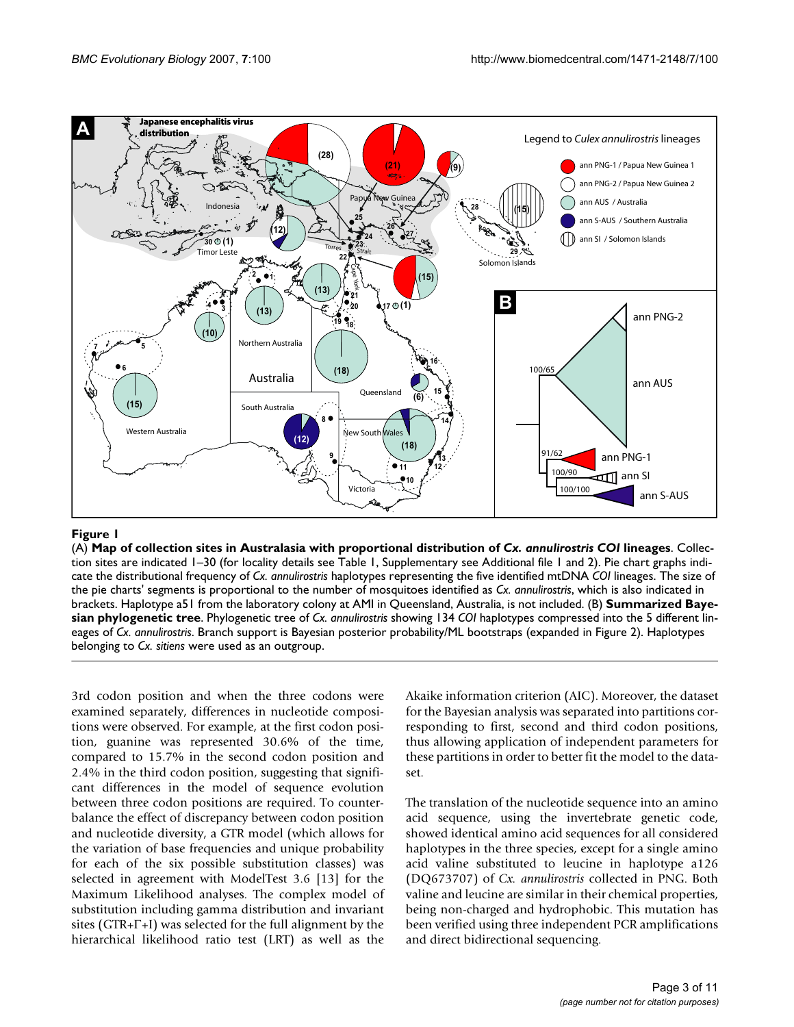**Figure 1**

(A) **Map of collection sites in Australasia with proportional distribution of *Cx. annulirostris COI* lineages**. Collection sites are indicated 1–30 (for locality details see Table 1, Supplementary see Additional file 1 and 2). Pie chart graphs indicate the distributional frequency of *Cx. annulirostris* haplotypes representing the five identified mtDNA *COI* lineages. The size of the pie charts' segments is proportional to the number of mosquitoes identified as *Cx. annulirostris*, which is also indicated in brackets. Haplotype a51 from the laboratory colony at AMI in Queensland, Australia, is not included. (B) **Summarized Bayesian phylogenetic tree**. Phylogenetic tree of *Cx. annulirostris* showing 134 *COI* haplotypes compressed into the 5 different lineages of *Cx. annulirostris*. Branch support is Bayesian posterior probability/ML bootstraps (expanded in Figure 2). Haplotypes belonging to *Cx. sitiens* were used as an outgroup.

3rd codon position and when the three codons were examined separately, differences in nucleotide compositions were observed. For example, at the first codon position, guanine was represented 30.6% of the time, compared to 15.7% in the second codon position and 2.4% in the third codon position, suggesting that significant differences in the model of sequence evolution between three codon positions are required. To counterbalance the effect of discrepancy between codon position and nucleotide diversity, a GTR model (which allows for the variation of base frequencies and unique probability for each of the six possible substitution classes) was selected in agreement with ModelTest 3.6 [13] for the Maximum Likelihood analyses. The complex model of substitution including gamma distribution and invariant sites (GTR+Γ+I) was selected for the full alignment by the hierarchical likelihood ratio test (LRT) as well as the Akaike information criterion (AIC). Moreover, the dataset for the Bayesian analysis was separated into partitions corresponding to first, second and third codon positions, thus allowing application of independent parameters for these partitions in order to better fit the model to the dataset.

The translation of the nucleotide sequence into an amino acid sequence, using the invertebrate genetic code, showed identical amino acid sequences for all considered haplotypes in the three species, except for a single amino acid valine substituted to leucine in haplotype a126 (DQ673707) of *Cx. annulirostris* collected in PNG. Both valine and leucine are similar in their chemical properties, being non-charged and hydrophobic. This mutation has been verified using three independent PCR amplifications and direct bidirectional sequencing.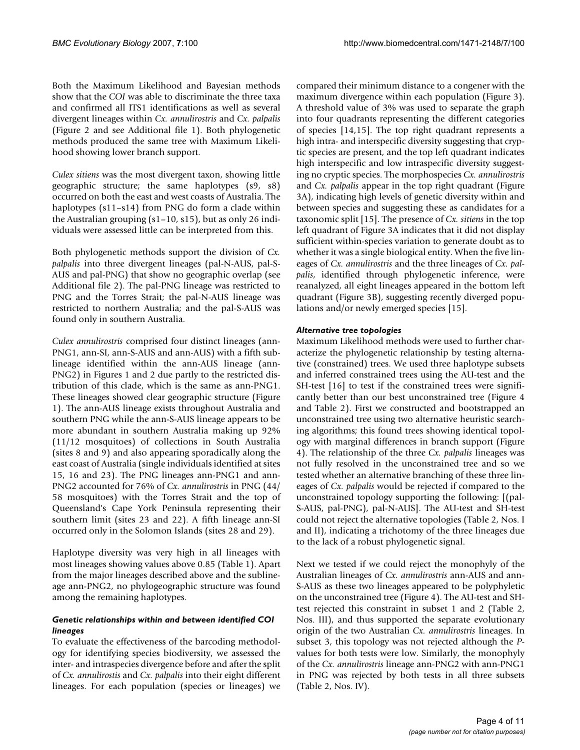Both the Maximum Likelihood and Bayesian methods show that the *COI* was able to discriminate the three taxa and confirmed all ITS1 identifications as well as several divergent lineages within *Cx. annulirostris* and *Cx. palpalis* (Figure 2 and see Additional file 1). Both phylogenetic methods produced the same tree with Maximum Likelihood showing lower branch support.

*Culex sitiens* was the most divergent taxon, showing little geographic structure; the same haplotypes (s9, s8) occurred on both the east and west coasts of Australia. The haplotypes (s11–s14) from PNG do form a clade within the Australian grouping (s1–10, s15), but as only 26 individuals were assessed little can be interpreted from this.

Both phylogenetic methods support the division of *Cx. palpalis* into three divergent lineages (pal-N-AUS, pal-S-AUS and pal-PNG) that show no geographic overlap (see Additional file 2). The pal-PNG lineage was restricted to PNG and the Torres Strait; the pal-N-AUS lineage was restricted to northern Australia; and the pal-S-AUS was found only in southern Australia.

*Culex annulirostris* comprised four distinct lineages (ann-PNG1, ann-SI, ann-S-AUS and ann-AUS) with a fifth sublineage identified within the ann-AUS lineage (ann-PNG2) in Figures 1 and 2 due partly to the restricted distribution of this clade, which is the same as ann-PNG1. These lineages showed clear geographic structure (Figure 1). The ann-AUS lineage exists throughout Australia and southern PNG while the ann-S-AUS lineage appears to be more abundant in southern Australia making up 92% (11/12 mosquitoes) of collections in South Australia (sites 8 and 9) and also appearing sporadically along the east coast of Australia (single individuals identified at sites 15, 16 and 23). The PNG lineages ann-PNG1 and ann-PNG2 accounted for 76% of *Cx. annulirostris* in PNG (44/58 mosquitoes) with the Torres Strait and the top of Queensland's Cape York Peninsula representing their southern limit (sites 23 and 22). A fifth lineage ann-SI occurred only in the Solomon Islands (sites 28 and 29).

Haplotype diversity was very high in all lineages with most lineages showing values above 0.85 (Table 1). Apart from the major lineages described above and the sublineage ann-PNG2, no phylogeographic structure was found among the remaining haplotypes.

### *Genetic relationships within and between identified COI lineages*

To evaluate the effectiveness of the barcoding methodology for identifying species biodiversity, we assessed the inter- and intraspecies divergence before and after the split of *Cx. annulirostis* and *Cx. palpalis* into their eight different lineages. For each population (species or lineages) we compared their minimum distance to a congener with the maximum divergence within each population (Figure 3). A threshold value of 3% was used to separate the graph into four quadrants representing the different categories of species [14,15]. The top right quadrant represents a high intra- and interspecific diversity suggesting that cryptic species are present, and the top left quadrant indicates high interspecific and low intraspecific diversity suggesting no cryptic species. The morphospecies *Cx. annulirostris* and *Cx. palpalis* appear in the top right quadrant (Figure 3A), indicating high levels of genetic diversity within and between species and suggesting these as candidates for a taxonomic split [15]. The presence of *Cx. sitiens* in the top left quadrant of Figure 3A indicates that it did not display sufficient within-species variation to generate doubt as to whether it was a single biological entity. When the five lineages of *Cx. annulirostris* and the three lineages of *Cx. palpalis*, identified through phylogenetic inference, were reanalyzed, all eight lineages appeared in the bottom left quadrant (Figure 3B), suggesting recently diverged populations and/or newly emerged species [15].

### *Alternative tree topologies*

Maximum Likelihood methods were used to further characterize the phylogenetic relationship by testing alternative (constrained) trees. We used three haplotype subsets and inferred constrained trees using the AU-test and the SH-test [16] to test if the constrained trees were significantly better than our best unconstrained tree (Figure 4 and Table 2). First we constructed and bootstrapped an unconstrained tree using two alternative heuristic searching algorithms; this found trees showing identical topology with marginal differences in branch support (Figure 4). The relationship of the three *Cx. palpalis* lineages was not fully resolved in the unconstrained tree and so we tested whether an alternative branching of these three lineages of *Cx. palpalis* would be rejected if compared to the unconstrained topology supporting the following: [(pal-S-AUS, pal-PNG), pal-N-AUS]. The AU-test and SH-test could not reject the alternative topologies (Table 2, Nos. I and II), indicating a trichotomy of the three lineages due to the lack of a robust phylogenetic signal.

Next we tested if we could reject the monophyly of the Australian lineages of *Cx. annulirostris* ann-AUS and ann-S-AUS as these two lineages appeared to be polyphyletic on the unconstrained tree (Figure 4). The AU-test and SH-test rejected this constraint in subset 1 and 2 (Table 2, Nos. III), and thus supported the separate evolutionary origin of the two Australian *Cx. annulirostris* lineages. In subset 3, this topology was not rejected although the *P*-values for both tests were low. Similarly, the monophyly of the *Cx. annulirostris* lineage ann-PNG2 with ann-PNG1 in PNG was rejected by both tests in all three subsets (Table 2, Nos. IV).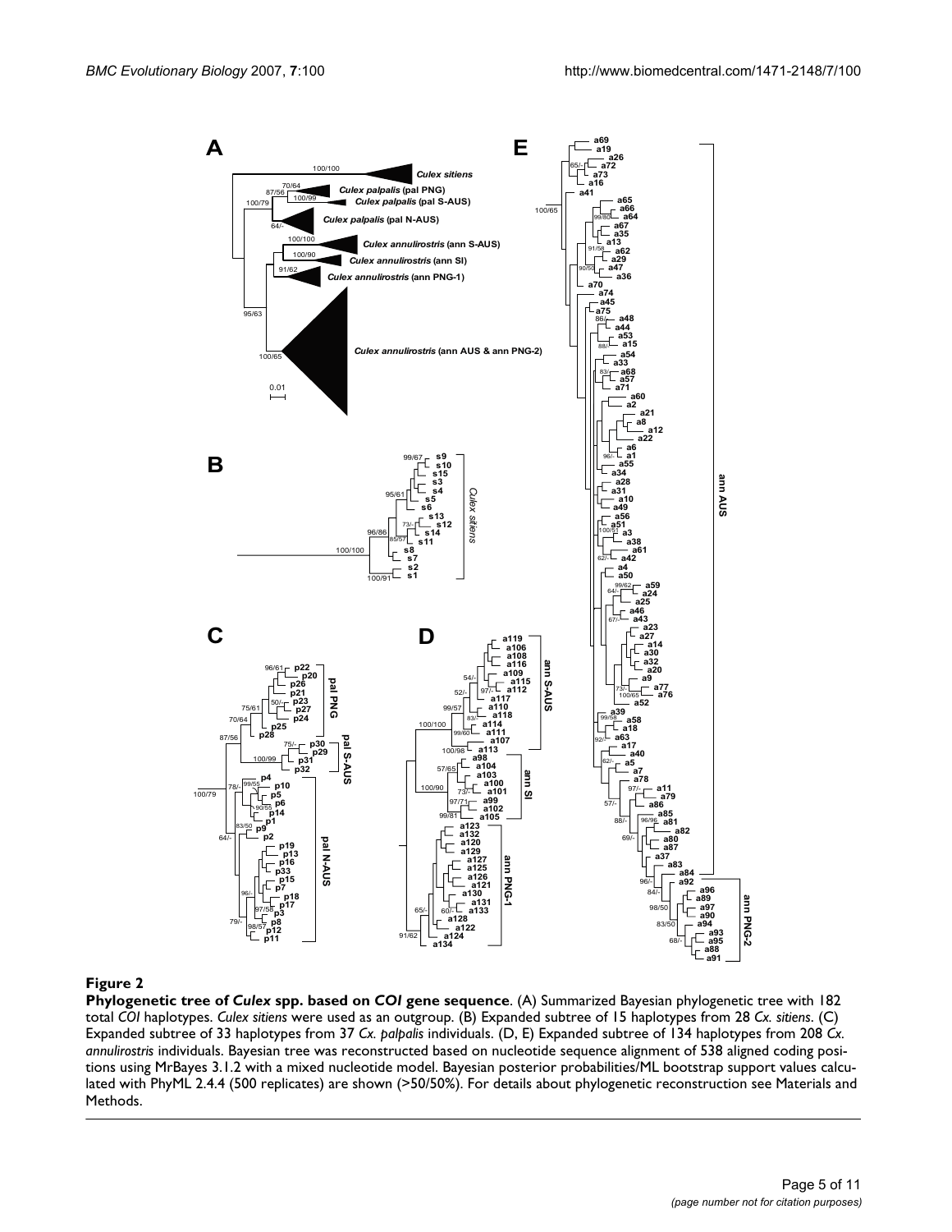**Figure 2**

**Phylogenetic tree of *Culex* spp. based on *COI* gene sequence**. (A) Summarized Bayesian phylogenetic tree with 182 total *COI* haplotypes. *Culex sitiens* were used as an outgroup. (B) Expanded subtree of 15 haplotypes from 28 *Cx. sitiens*. (C) Expanded subtree of 33 haplotypes from 37 *Cx. palpalis* individuals. (D, E) Expanded subtree of 134 haplotypes from 208 *Cx. annulirostris* individuals. Bayesian tree was reconstructed based on nucleotide sequence alignment of 538 aligned coding positions using MrBayes 3.1.2 with a mixed nucleotide model. Bayesian posterior probabilities/ML bootstrap support values calculated with PhyML 2.4.4 (500 replicates) are shown (>50/50%). For details about phylogenetic reconstruction see Materials and Methods.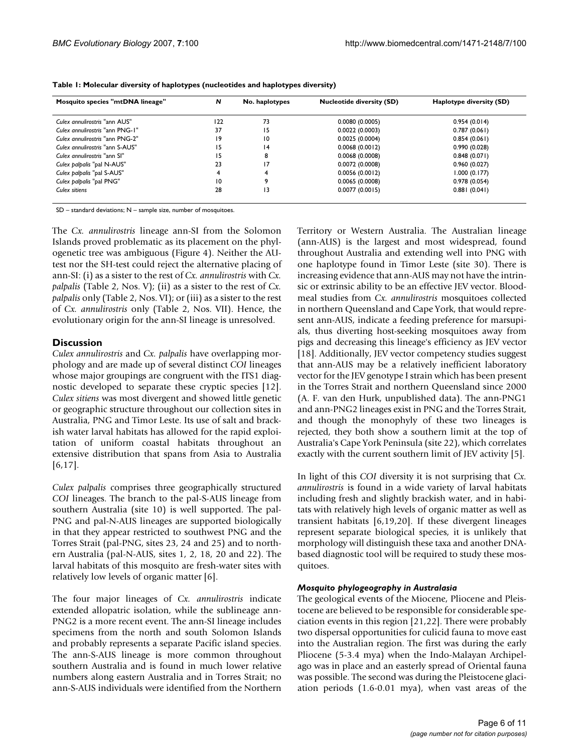**Table 1: Molecular diversity of haplotypes (nucleotides and haplotypes diversity)**

| Mosquito species "mtDNA lineage" | N | No. haplotypes | Nucleotide diversity (SD) | Haplotype diversity (SD) |
|---|---|---|---|---|
| *Culex annulirostris* "ann AUS" | 122 | 73 | 0.0080 (0.0005) | 0.954 (0.014) |
| *Culex annulirostris* "ann PNG-1" | 37 | 15 | 0.0022 (0.0003) | 0.787 (0.061) |
| *Culex annulirostris* "ann PNG-2" | 19 | 10 | 0.0025 (0.0004) | 0.854 (0.061) |
| *Culex annulirostris* "ann S-AUS" | 15 | 14 | 0.0068 (0.0012) | 0.990 (0.028) |
| *Culex annulirostris* "ann SI" | 15 | 8 | 0.0068 (0.0008) | 0.848 (0.071) |
| *Culex palpalis* "pal N-AUS" | 23 | 17 | 0.0072 (0.0008) | 0.960 (0.027) |
| *Culex palpalis* "pal S-AUS" | 4 | 4 | 0.0056 (0.0012) | 1.000 (0.177) |
| *Culex palpalis* "pal PNG" | 10 | 9 | 0.0065 (0.0008) | 0.978 (0.054) |
| *Culex sitiens* | 28 | 13 | 0.0077 (0.0015) | 0.881 (0.041) |

SD – standard deviations; N – sample size, number of mosquitoes.

The *Cx. annulirostris* lineage ann-SI from the Solomon Islands proved problematic as its placement on the phylogenetic tree was ambiguous (Figure 4). Neither the AU-test nor the SH-test could reject the alternative placing of ann-SI: (i) as a sister to the rest of *Cx. annulirostris* with *Cx. palpalis* (Table 2, Nos. V); (ii) as a sister to the rest of *Cx. palpalis* only (Table 2, Nos. VI); or (iii) as a sister to the rest of *Cx. annulirostris* only (Table 2, Nos. VII). Hence, the evolutionary origin for the ann-SI lineage is unresolved.

## Discussion

*Culex annulirostris* and *Cx. palpalis* have overlapping morphology and are made up of several distinct *COI* lineages whose major groupings are congruent with the ITS1 diagnostic developed to separate these cryptic species [12]. *Culex sitiens* was most divergent and showed little genetic or geographic structure throughout our collection sites in Australia, PNG and Timor Leste. Its use of salt and brackish water larval habitats has allowed for the rapid exploitation of uniform coastal habitats throughout an extensive distribution that spans from Asia to Australia [6,17].

*Culex palpalis* comprises three geographically structured *COI* lineages. The branch to the pal-S-AUS lineage from southern Australia (site 10) is well supported. The pal-PNG and pal-N-AUS lineages are supported biologically in that they appear restricted to southwest PNG and the Torres Strait (pal-PNG, sites 23, 24 and 25) and to northern Australia (pal-N-AUS, sites 1, 2, 18, 20 and 22). The larval habitats of this mosquito are fresh-water sites with relatively low levels of organic matter [6].

The four major lineages of *Cx. annulirostris* indicate extended allopatric isolation, while the sublineage ann-PNG2 is a more recent event. The ann-SI lineage includes specimens from the north and south Solomon Islands and probably represents a separate Pacific island species. The ann-S-AUS lineage is more common throughout southern Australia and is found in much lower relative numbers along eastern Australia and in Torres Strait; no ann-S-AUS individuals were identified from the Northern Territory or Western Australia. The Australian lineage (ann-AUS) is the largest and most widespread, found throughout Australia and extending well into PNG with one haplotype found in Timor Leste (site 30). There is increasing evidence that ann-AUS may not have the intrinsic or extrinsic ability to be an effective JEV vector. Bloodmeal studies from *Cx. annulirostris* mosquitoes collected in northern Queensland and Cape York, that would represent ann-AUS, indicate a feeding preference for marsupials, thus diverting host-seeking mosquitoes away from pigs and decreasing this lineage's efficiency as JEV vector [18]. Additionally, JEV vector competency studies suggest that ann-AUS may be a relatively inefficient laboratory vector for the JEV genotype I strain which has been present in the Torres Strait and northern Queensland since 2000 (A. F. van den Hurk, unpublished data). The ann-PNG1 and ann-PNG2 lineages exist in PNG and the Torres Strait, and though the monophyly of these two lineages is rejected, they both show a southern limit at the top of Australia's Cape York Peninsula (site 22), which correlates exactly with the current southern limit of JEV activity [5].

In light of this *COI* diversity it is not surprising that *Cx. annulirostris* is found in a wide variety of larval habitats including fresh and slightly brackish water, and in habitats with relatively high levels of organic matter as well as transient habitats [6,19,20]. If these divergent lineages represent separate biological species, it is unlikely that morphology will distinguish these taxa and another DNA-based diagnostic tool will be required to study these mosquitoes.

### *Mosquito phylogeography in Australasia*

The geological events of the Miocene, Pliocene and Pleistocene are believed to be responsible for considerable speciation events in this region [21,22]. There were probably two dispersal opportunities for culicid fauna to move east into the Australian region. The first was during the early Pliocene (5-3.4 mya) when the Indo-Malayan Archipelago was in place and an easterly spread of Oriental fauna was possible. The second was during the Pleistocene glaciation periods (1.6-0.01 mya), when vast areas of the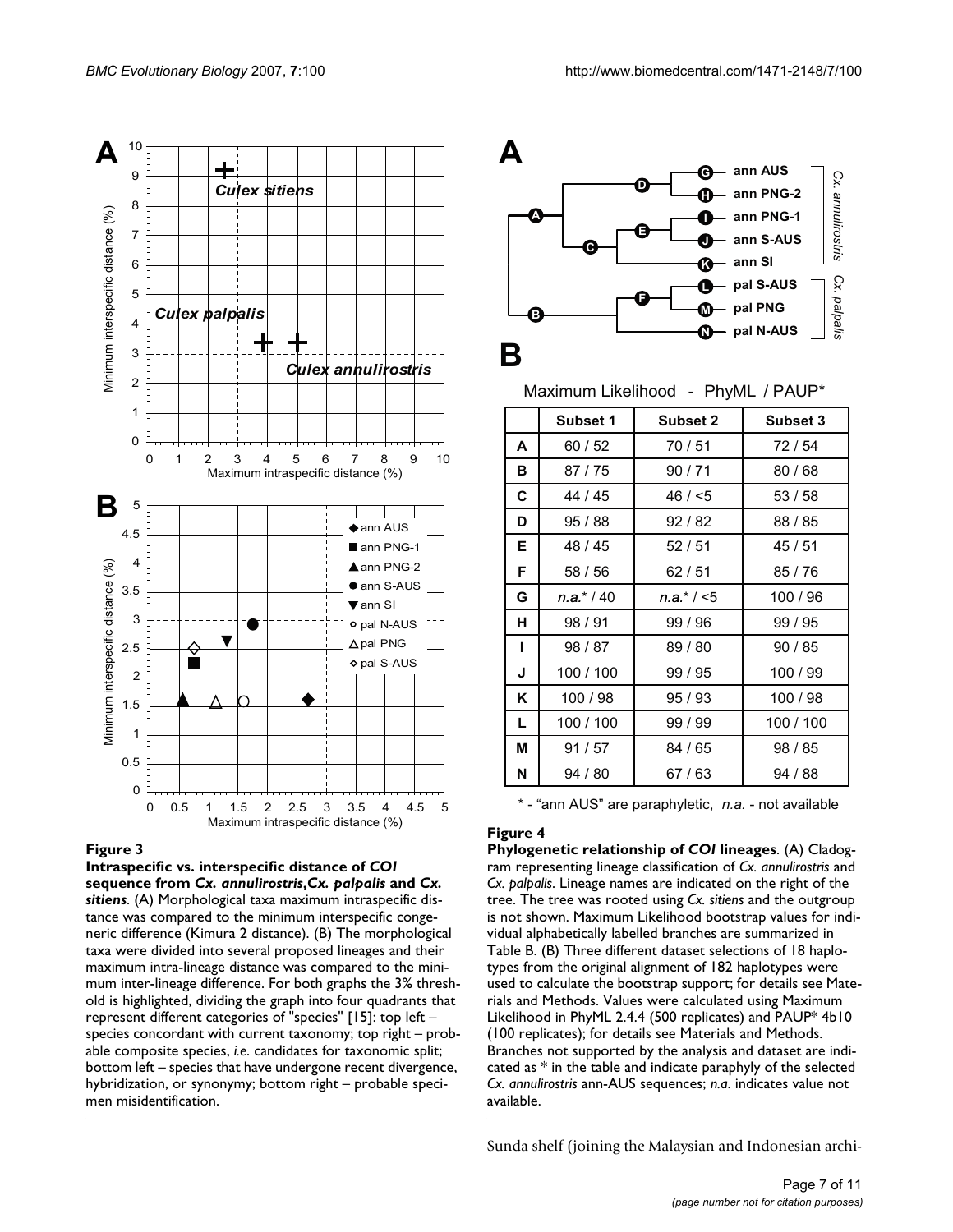**Figure 3**

**Intraspecific vs. interspecific distance of *COI* sequence from *Cx. annulirostris*,*Cx. palpalis* and *Cx. sitiens***. (A) Morphological taxa maximum intraspecific distance was compared to the minimum interspecific congeneric difference (Kimura 2 distance). (B) The morphological taxa were divided into several proposed lineages and their maximum intra-lineage distance was compared to the minimum inter-lineage difference. For both graphs the 3% threshold is highlighted, dividing the graph into four quadrants that represent different categories of "species" [15]: top left – species concordant with current taxonomy; top right – probable composite species, *i.e.* candidates for taxonomic split; bottom left – species that have undergone recent divergence, hybridization, or synonymy; bottom right – probable specimen misidentification.

Maximum Likelihood - PhyML / PAUP*

| | Subset 1 | Subset 2 | Subset 3 |
|---|---|---|---|
| A | 60 / 52 | 70 / 51 | 72 / 54 |
| B | 87 / 75 | 90 / 71 | 80 / 68 |
| C | 44 / 45 | 46 / <5 | 53 / 58 |
| D | 95 / 88 | 92 / 82 | 88 / 85 |
| E | 48 / 45 | 52 / 51 | 45 / 51 |
| F | 58 / 56 | 62 / 51 | 85 / 76 |
| G | *n.a.** / 40 | *n.a.** / <5 | 100 / 96 |
| H | 98 / 91 | 99 / 96 | 99 / 95 |
| I | 98 / 87 | 89 / 80 | 90 / 85 |
| J | 100 / 100 | 99 / 95 | 100 / 99 |
| K | 100 / 98 | 95 / 93 | 100 / 98 |
| L | 100 / 100 | 99 / 99 | 100 / 100 |
| M | 91 / 57 | 84 / 65 | 98 / 85 |
| N | 94 / 80 | 67 / 63 | 94 / 88 |

\* - "ann AUS" are paraphyletic, *n.a.* - not available

**Figure 4**

**Phylogenetic relationship of *COI* lineages**. (A) Cladogram representing lineage classification of *Cx. annulirostris* and *Cx. palpalis*. Lineage names are indicated on the right of the tree. The tree was rooted using *Cx. sitiens* and the outgroup is not shown. Maximum Likelihood bootstrap values for individual alphabetically labelled branches are summarized in Table B. (B) Three different dataset selections of 18 haplotypes from the original alignment of 182 haplotypes were used to calculate the bootstrap support; for details see Materials and Methods. Values were calculated using Maximum Likelihood in PhyML 2.4.4 (500 replicates) and PAUP* 4b10 (100 replicates); for details see Materials and Methods. Branches not supported by the analysis and dataset are indicated as * in the table and indicate paraphyly of the selected *Cx. annulirostris* ann-AUS sequences; *n.a.* indicates value not available.

Sunda shelf (joining the Malaysian and Indonesian archi-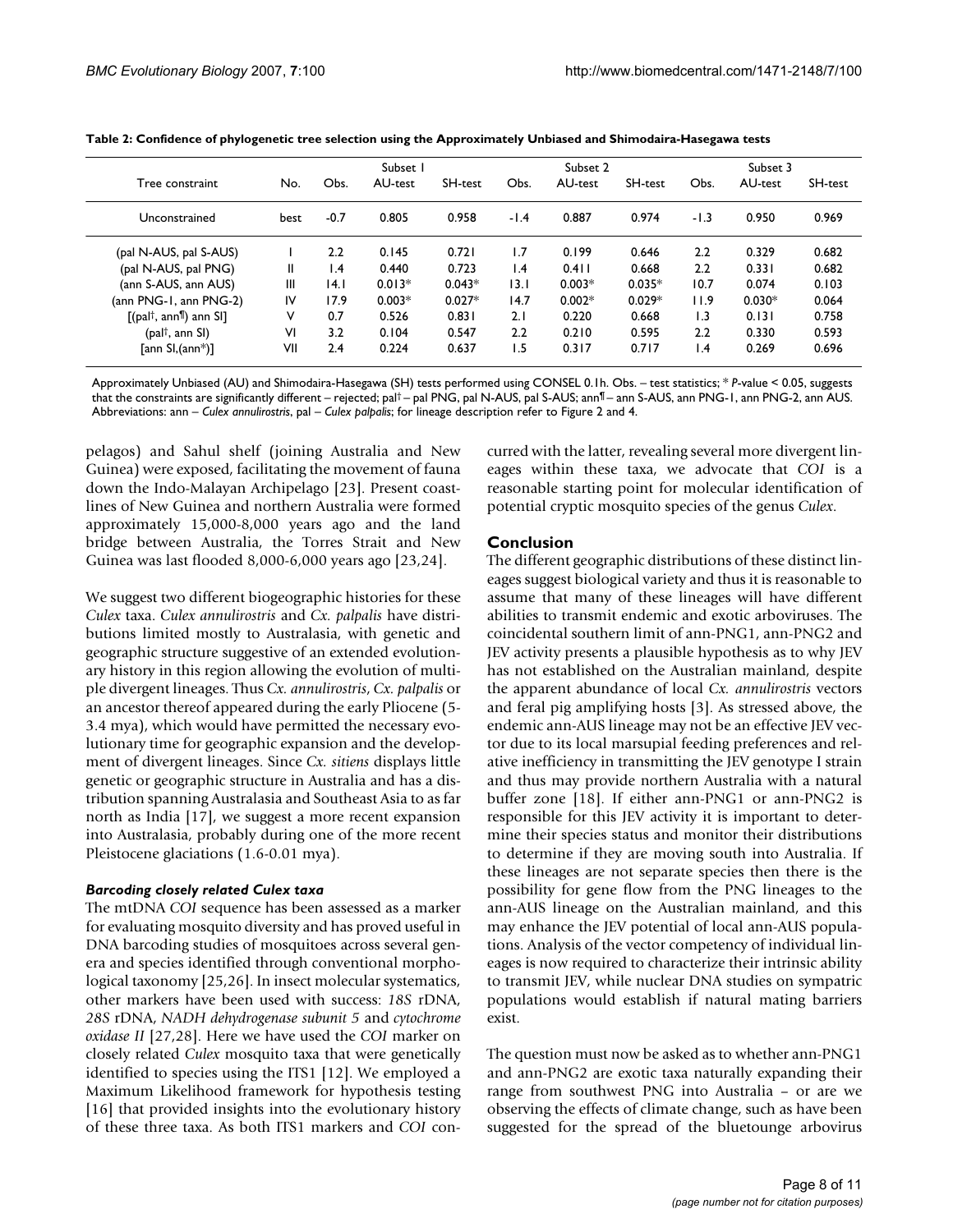**Table 2: Confidence of phylogenetic tree selection using the Approximately Unbiased and Shimodaira-Hasegawa tests**

| Tree constraint | No. | Subset 1 | | | Subset 2 | | | Subset 3 | | |
|---|---|---|---|---|---|---|---|---|---|---|
| | | Obs. | AU-test | SH-test | Obs. | AU-test | SH-test | Obs. | AU-test | SH-test |
| Unconstrained | best | -0.7 | 0.805 | 0.958 | -1.4 | 0.887 | 0.974 | -1.3 | 0.950 | 0.969 |
| (pal N-AUS, pal S-AUS) | I | 2.2 | 0.145 | 0.721 | 1.7 | 0.199 | 0.646 | 2.2 | 0.329 | 0.682 |
| (pal N-AUS, pal PNG) | II | 1.4 | 0.440 | 0.723 | 1.4 | 0.411 | 0.668 | 2.2 | 0.331 | 0.682 |
| (ann S-AUS, ann AUS) | III | 14.1 | 0.013* | 0.043* | 13.1 | 0.003* | 0.035* | 10.7 | 0.074 | 0.103 |
| (ann PNG-1, ann PNG-2) | IV | 17.9 | 0.003* | 0.027* | 14.7 | 0.002* | 0.029* | 11.9 | 0.030* | 0.064 |
| [(pal†, ann¶) ann SI] | V | 0.7 | 0.526 | 0.831 | 2.1 | 0.220 | 0.668 | 1.3 | 0.131 | 0.758 |
| (pal†, ann SI) | VI | 3.2 | 0.104 | 0.547 | 2.2 | 0.210 | 0.595 | 2.2 | 0.330 | 0.593 |
| [ann SI,(ann*)] | VII | 2.4 | 0.224 | 0.637 | 1.5 | 0.317 | 0.717 | 1.4 | 0.269 | 0.696 |

Approximately Unbiased (AU) and Shimodaira-Hasegawa (SH) tests performed using CONSEL 0.1h. Obs. – test statistics; * $P$-value < 0.05, suggests that the constraints are significantly different – rejected; pal† – pal PNG, pal N-AUS, pal S-AUS; ann¶ – ann S-AUS, ann PNG-1, ann PNG-2, ann AUS. Abbreviations: ann – *Culex annulirostris*, pal – *Culex palpalis*; for lineage description refer to Figure 2 and 4.

pelagos) and Sahul shelf (joining Australia and New Guinea) were exposed, facilitating the movement of fauna down the Indo-Malayan Archipelago [23]. Present coastlines of New Guinea and northern Australia were formed approximately 15,000-8,000 years ago and the land bridge between Australia, the Torres Strait and New Guinea was last flooded 8,000-6,000 years ago [23,24].

We suggest two different biogeographic histories for these *Culex* taxa. *Culex annulirostris* and *Cx. palpalis* have distributions limited mostly to Australasia, with genetic and geographic structure suggestive of an extended evolutionary history in this region allowing the evolution of multiple divergent lineages. Thus *Cx. annulirostris*, *Cx. palpalis* or an ancestor thereof appeared during the early Pliocene (5-3.4 mya), which would have permitted the necessary evolutionary time for geographic expansion and the development of divergent lineages. Since *Cx. sitiens* displays little genetic or geographic structure in Australia and has a distribution spanning Australasia and Southeast Asia to as far north as India [17], we suggest a more recent expansion into Australasia, probably during one of the more recent Pleistocene glaciations (1.6-0.01 mya).

### *Barcoding closely related Culex taxa*

The mtDNA *COI* sequence has been assessed as a marker for evaluating mosquito diversity and has proved useful in DNA barcoding studies of mosquitoes across several genera and species identified through conventional morphological taxonomy [25,26]. In insect molecular systematics, other markers have been used with success: *18S* rDNA, *28S* rDNA, *NADH dehydrogenase subunit 5* and *cytochrome oxidase II* [27,28]. Here we have used the *COI* marker on closely related *Culex* mosquito taxa that were genetically identified to species using the ITS1 [12]. We employed a Maximum Likelihood framework for hypothesis testing [16] that provided insights into the evolutionary history of these three taxa. As both ITS1 markers and *COI* concurred with the latter, revealing several more divergent lineages within these taxa, we advocate that *COI* is a reasonable starting point for molecular identification of potential cryptic mosquito species of the genus *Culex*.

## Conclusion

The different geographic distributions of these distinct lineages suggest biological variety and thus it is reasonable to assume that many of these lineages will have different abilities to transmit endemic and exotic arboviruses. The coincidental southern limit of ann-PNG1, ann-PNG2 and JEV activity presents a plausible hypothesis as to why JEV has not established on the Australian mainland, despite the apparent abundance of local *Cx. annulirostris* vectors and feral pig amplifying hosts [3]. As stressed above, the endemic ann-AUS lineage may not be an effective JEV vector due to its local marsupial feeding preferences and relative inefficiency in transmitting the JEV genotype I strain and thus may provide northern Australia with a natural buffer zone [18]. If either ann-PNG1 or ann-PNG2 is responsible for this JEV activity it is important to determine their species status and monitor their distributions to determine if they are moving south into Australia. If these lineages are not separate species then there is the possibility for gene flow from the PNG lineages to the ann-AUS lineage on the Australian mainland, and this may enhance the JEV potential of local ann-AUS populations. Analysis of the vector competency of individual lineages is now required to characterize their intrinsic ability to transmit JEV, while nuclear DNA studies on sympatric populations would establish if natural mating barriers exist.

The question must now be asked as to whether ann-PNG1 and ann-PNG2 are exotic taxa naturally expanding their range from southwest PNG into Australia – or are we observing the effects of climate change, such as have been suggested for the spread of the bluetounge arbovirus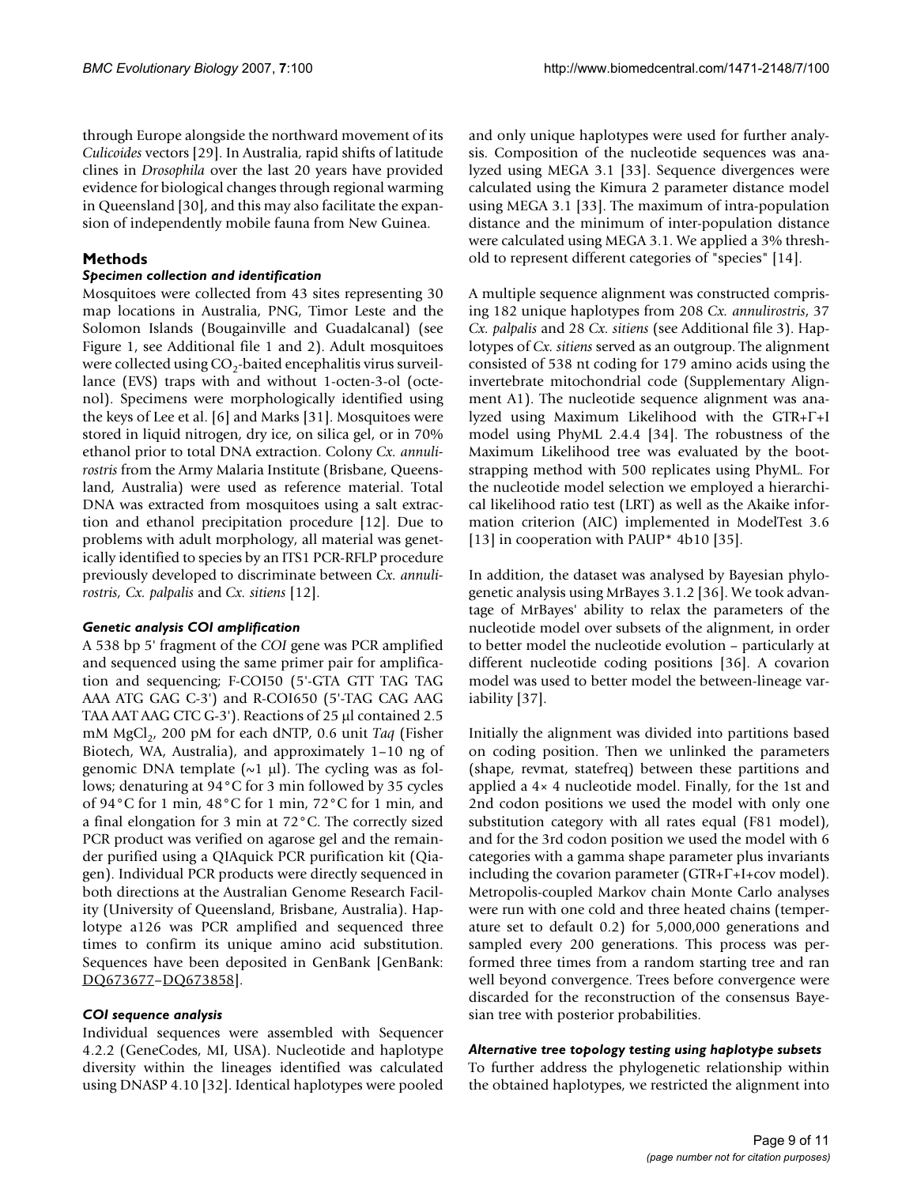through Europe alongside the northward movement of its *Culicoides* vectors [29]. In Australia, rapid shifts of latitude clines in *Drosophila* over the last 20 years have provided evidence for biological changes through regional warming in Queensland [30], and this may also facilitate the expansion of independently mobile fauna from New Guinea.

## Methods

### *Specimen collection and identification*

Mosquitoes were collected from 43 sites representing 30 map locations in Australia, PNG, Timor Leste and the Solomon Islands (Bougainville and Guadalcanal) (see Figure 1, see Additional file 1 and 2). Adult mosquitoes were collected using $CO_2$-baited encephalitis virus surveillance (EVS) traps with and without 1-octen-3-ol (octenol). Specimens were morphologically identified using the keys of Lee et al. [6] and Marks [31]. Mosquitoes were stored in liquid nitrogen, dry ice, on silica gel, or in 70% ethanol prior to total DNA extraction. Colony *Cx. annulirostris* from the Army Malaria Institute (Brisbane, Queensland, Australia) were used as reference material. Total DNA was extracted from mosquitoes using a salt extraction and ethanol precipitation procedure [12]. Due to problems with adult morphology, all material was genetically identified to species by an ITS1 PCR-RFLP procedure previously developed to discriminate between *Cx. annulirostris*, *Cx. palpalis* and *Cx. sitiens* [12].

### *Genetic analysis COI amplification*

A 538 bp 5' fragment of the *COI* gene was PCR amplified and sequenced using the same primer pair for amplification and sequencing; F-COI50 (5'-GTA GTT TAG TAG AAA ATG GAG C-3') and R-COI650 (5'-TAG CAG AAG TAA AAT AAG CTC G-3'). Reactions of 25 µl contained 2.5 mM $MgCl_2$, 200 pM for each dNTP, 0.6 unit *Taq* (Fisher Biotech, WA, Australia), and approximately 1–10 ng of genomic DNA template (~1 µl). The cycling was as follows; denaturing at 94°C for 3 min followed by 35 cycles of 94°C for 1 min, 48°C for 1 min, 72°C for 1 min, and a final elongation for 3 min at 72°C. The correctly sized PCR product was verified on agarose gel and the remainder purified using a QIAquick PCR purification kit (Qiagen). Individual PCR products were directly sequenced in both directions at the Australian Genome Research Facility (University of Queensland, Brisbane, Australia). Haplotype a126 was PCR amplified and sequenced three times to confirm its unique amino acid substitution. Sequences have been deposited in GenBank [GenBank: DQ673677–DQ673858].

### *COI sequence analysis*

Individual sequences were assembled with Sequencer 4.2.2 (GeneCodes, MI, USA). Nucleotide and haplotype diversity within the lineages identified was calculated using DNASP 4.10 [32]. Identical haplotypes were pooled and only unique haplotypes were used for further analysis. Composition of the nucleotide sequences was analyzed using MEGA 3.1 [33]. Sequence divergences were calculated using the Kimura 2 parameter distance model using MEGA 3.1 [33]. The maximum of intra-population distance and the minimum of inter-population distance were calculated using MEGA 3.1. We applied a 3% threshold to represent different categories of "species" [14].

A multiple sequence alignment was constructed comprising 182 unique haplotypes from 208 *Cx. annulirostris*, 37 *Cx. palpalis* and 28 *Cx. sitiens* (see Additional file 3). Haplotypes of *Cx. sitiens* served as an outgroup. The alignment consisted of 538 nt coding for 179 amino acids using the invertebrate mitochondrial code (Supplementary Alignment A1). The nucleotide sequence alignment was analyzed using Maximum Likelihood with the GTR+Γ+I model using PhyML 2.4.4 [34]. The robustness of the Maximum Likelihood tree was evaluated by the bootstrapping method with 500 replicates using PhyML. For the nucleotide model selection we employed a hierarchical likelihood ratio test (LRT) as well as the Akaike information criterion (AIC) implemented in ModelTest 3.6 [13] in cooperation with PAUP* 4b10 [35].

In addition, the dataset was analysed by Bayesian phylogenetic analysis using MrBayes 3.1.2 [36]. We took advantage of MrBayes' ability to relax the parameters of the nucleotide model over subsets of the alignment, in order to better model the nucleotide evolution – particularly at different nucleotide coding positions [36]. A covarion model was used to better model the between-lineage variability [37].

Initially the alignment was divided into partitions based on coding position. Then we unlinked the parameters (shape, revmat, statefreq) between these partitions and applied a 4× 4 nucleotide model. Finally, for the 1st and 2nd codon positions we used the model with only one substitution category with all rates equal (F81 model), and for the 3rd codon position we used the model with 6 categories with a gamma shape parameter plus invariants including the covarion parameter (GTR+Γ+I+cov model). Metropolis-coupled Markov chain Monte Carlo analyses were run with one cold and three heated chains (temperature set to default 0.2) for 5,000,000 generations and sampled every 200 generations. This process was performed three times from a random starting tree and ran well beyond convergence. Trees before convergence were discarded for the reconstruction of the consensus Bayesian tree with posterior probabilities.

### *Alternative tree topology testing using haplotype subsets*

To further address the phylogenetic relationship within the obtained haplotypes, we restricted the alignment into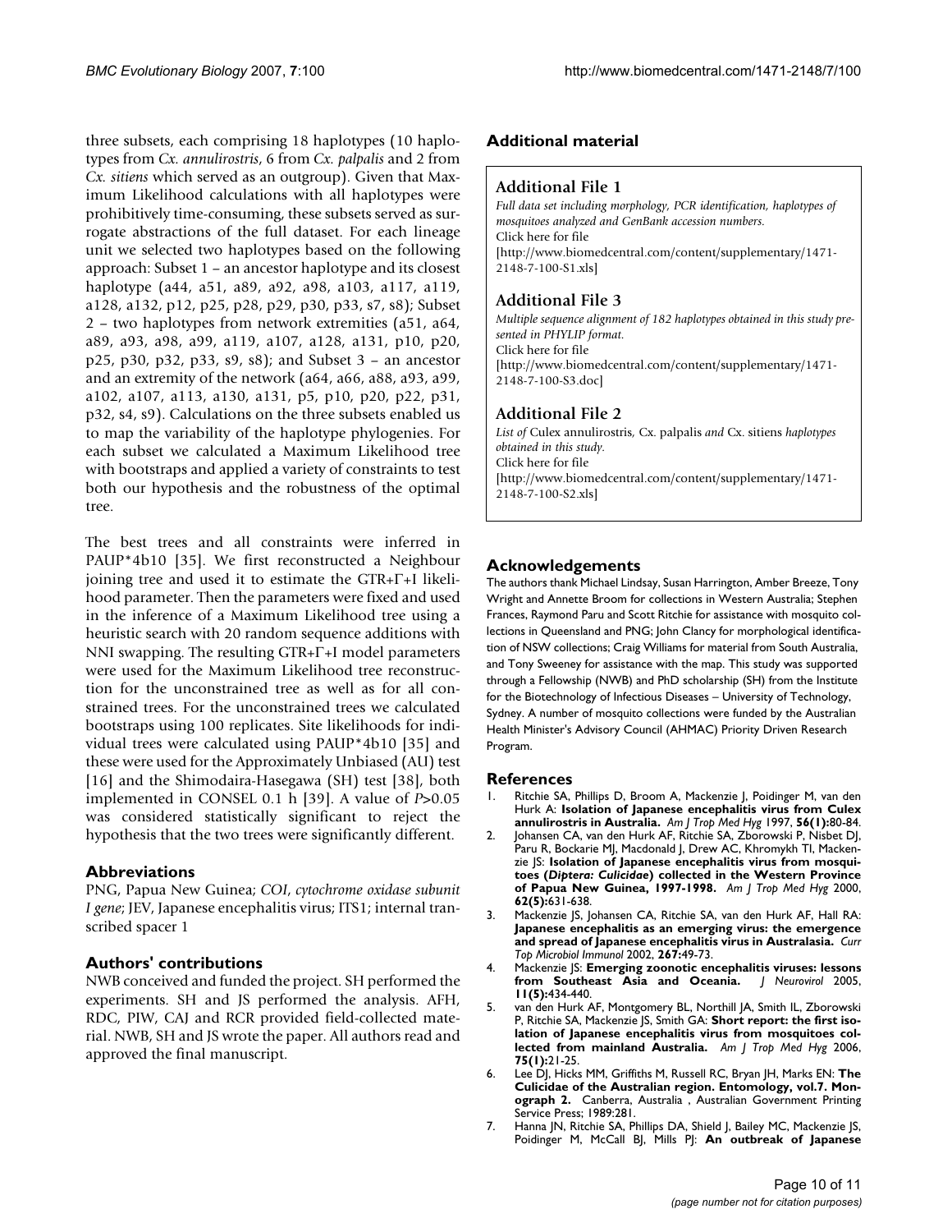three subsets, each comprising 18 haplotypes (10 haplotypes from *Cx. annulirostris*, 6 from *Cx. palpalis* and 2 from *Cx. sitiens* which served as an outgroup). Given that Maximum Likelihood calculations with all haplotypes were prohibitively time-consuming, these subsets served as surrogate abstractions of the full dataset. For each lineage unit we selected two haplotypes based on the following approach: Subset 1 – an ancestor haplotype and its closest haplotype (a44, a51, a89, a92, a98, a103, a117, a119, a128, a132, p12, p25, p28, p29, p30, p33, s7, s8); Subset 2 – two haplotypes from network extremities (a51, a64, a89, a93, a98, a99, a119, a107, a128, a131, p10, p20, p25, p30, p32, p33, s9, s8); and Subset 3 – an ancestor and an extremity of the network (a64, a66, a88, a93, a99, a102, a107, a113, a130, a131, p5, p10, p20, p22, p31, p32, s4, s9). Calculations on the three subsets enabled us to map the variability of the haplotype phylogenies. For each subset we calculated a Maximum Likelihood tree with bootstraps and applied a variety of constraints to test both our hypothesis and the robustness of the optimal tree.

The best trees and all constraints were inferred in PAUP*4b10 [35]. We first reconstructed a Neighbour joining tree and used it to estimate the GTR+Γ+I likelihood parameter. Then the parameters were fixed and used in the inference of a Maximum Likelihood tree using a heuristic search with 20 random sequence additions with NNI swapping. The resulting GTR+Γ+I model parameters were used for the Maximum Likelihood tree reconstruction for the unconstrained tree as well as for all constrained trees. For the unconstrained trees we calculated bootstraps using 100 replicates. Site likelihoods for individual trees were calculated using PAUP*4b10 [35] and these were used for the Approximately Unbiased (AU) test [16] and the Shimodaira-Hasegawa (SH) test [38], both implemented in CONSEL 0.1 h [39]. A value of $P>0.05$ was considered statistically significant to reject the hypothesis that the two trees were significantly different.

## Abbreviations

PNG, Papua New Guinea; *COI*, *cytochrome oxidase subunit I gene*; JEV, Japanese encephalitis virus; ITS1; internal transcribed spacer 1

## Authors' contributions

NWB conceived and funded the project. SH performed the experiments. SH and JS performed the analysis. AFH, RDC, PIW, CAJ and RCR provided field-collected material. NWB, SH and JS wrote the paper. All authors read and approved the final manuscript.

## Additional material

### Additional File 1

*Full data set including morphology, PCR identification, haplotypes of mosquitoes analyzed and GenBank accession numbers.*
Click here for file
[http://www.biomedcentral.com/content/supplementary/1471-2148-7-100-S1.xls]

### Additional File 3

*Multiple sequence alignment of 182 haplotypes obtained in this study presented in PHYLIP format.*
Click here for file
[http://www.biomedcentral.com/content/supplementary/1471-2148-7-100-S3.doc]

### Additional File 2

*List of* Culex annulirostris*,* Cx. palpalis *and* Cx. sitiens *haplotypes obtained in this study.*
Click here for file
[http://www.biomedcentral.com/content/supplementary/1471-2148-7-100-S2.xls]

## Acknowledgements

The authors thank Michael Lindsay, Susan Harrington, Amber Breeze, Tony Wright and Annette Broom for collections in Western Australia; Stephen Frances, Raymond Paru and Scott Ritchie for assistance with mosquito collections in Queensland and PNG; John Clancy for morphological identification of NSW collections; Craig Williams for material from South Australia, and Tony Sweeney for assistance with the map. This study was supported through a Fellowship (NWB) and PhD scholarship (SH) from the Institute for the Biotechnology of Infectious Diseases – University of Technology, Sydney. A number of mosquito collections were funded by the Australian Health Minister's Advisory Council (AHMAC) Priority Driven Research Program.

## References

1. Ritchie SA, Phillips D, Broom A, Mackenzie J, Poidinger M, van den Hurk A: **Isolation of Japanese encephalitis virus from Culex annulirostris in Australia.** *Am J Trop Med Hyg* 1997, **56(1):**80-84.
2. Johansen CA, van den Hurk AF, Ritchie SA, Zborowski P, Nisbet DJ, Paru R, Bockarie MJ, Macdonald J, Drew AC, Khromykh TI, Mackenzie JS: **Isolation of Japanese encephalitis virus from mosquitoes (*Diptera: Culicidae*) collected in the Western Province of Papua New Guinea, 1997-1998.** *Am J Trop Med Hyg* 2000, **62(5):**631-638.
3. Mackenzie JS, Johansen CA, Ritchie SA, van den Hurk AF, Hall RA: **Japanese encephalitis as an emerging virus: the emergence and spread of Japanese encephalitis virus in Australasia.** *Curr Top Microbiol Immunol* 2002, **267:**49-73.
4. Mackenzie JS: **Emerging zoonotic encephalitis viruses: lessons from Southeast Asia and Oceania.** *J Neurovirol* 2005, **11(5):**434-440.
5. van den Hurk AF, Montgomery BL, Northill JA, Smith IL, Zborowski P, Ritchie SA, Mackenzie JS, Smith GA: **Short report: the first isolation of Japanese encephalitis virus from mosquitoes collected from mainland Australia.** *Am J Trop Med Hyg* 2006, **75(1):**21-25.
6. Lee DJ, Hicks MM, Griffiths M, Russell RC, Bryan JH, Marks EN: **The Culicidae of the Australian region. Entomology, vol.7. Monograph 2.** Canberra, Australia , Australian Government Printing Service Press; 1989:281.
7. Hanna JN, Ritchie SA, Phillips DA, Shield J, Bailey MC, Mackenzie JS, Poidinger M, McCall BJ, Mills PJ: **An outbreak of Japanese**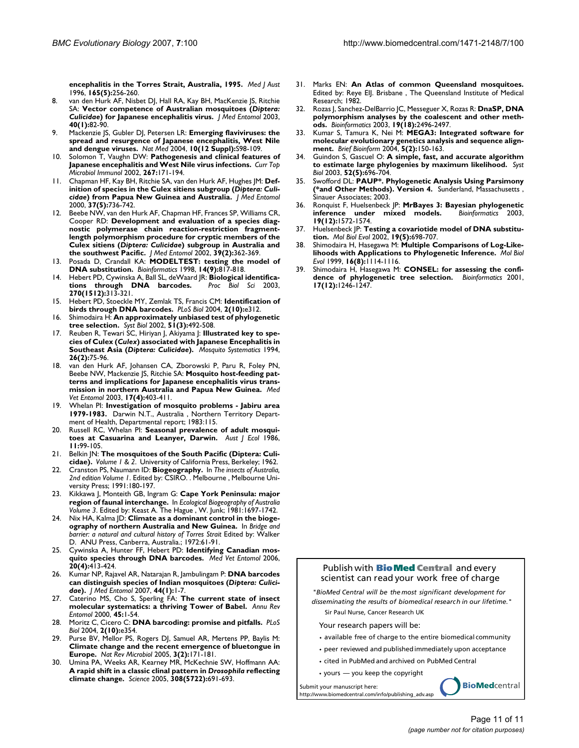encephalitis in the Torres Strait, Australia, 1995. *Med J Aust* 1996, **165(5):**256-260.

8. van den Hurk AF, Nisbet DJ, Hall RA, Kay BH, MacKenzie JS, Ritchie SA: **Vector competence of Australian mosquitoes (*Diptera: Culicidae*) for Japanese encephalitis virus.** *J Med Entomol* 2003, **40(1):**82-90.
9. Mackenzie JS, Gubler DJ, Petersen LR: **Emerging flaviviruses: the spread and resurgence of Japanese encephalitis, West Nile and dengue viruses.** *Nat Med* 2004, **10(12 Suppl):**S98-109.
10. Solomon T, Vaughn DW: **Pathogenesis and clinical features of Japanese encephalitis and West Nile virus infections.** *Curr Top Microbiol Immunol* 2002, **267:**171-194.
11. Chapman HF, Kay BH, Ritchie SA, van den Hurk AF, Hughes JM: **Definition of species in the Culex sitiens subgroup (*Diptera: Culicidae*) from Papua New Guinea and Australia.** *J Med Entomol* 2000, **37(5):**736-742.
12. Beebe NW, van den Hurk AF, Chapman HF, Frances SP, Williams CR, Cooper RD: **Development and evaluation of a species diagnostic polymerase chain reaction-restriction fragment-length polymorphism procedure for cryptic members of the Culex sitiens (*Diptera: Culicidae*) subgroup in Australia and the southwest Pacific.** *J Med Entomol* 2002, **39(2):**362-369.
13. Posada D, Crandall KA: **MODELTEST: testing the model of DNA substitution.** *Bioinformatics* 1998, **14(9):**817-818.
14. Hebert PD, Cywinska A, Ball SL, deWaard JR: **Biological identifications through DNA barcodes.** *Proc Biol Sci* 2003, **270(1512):**313-321.
15. Hebert PD, Stoeckle MY, Zemlak TS, Francis CM: **Identification of birds through DNA barcodes.** *PLoS Biol* 2004, **2(10):**e312.
16. Shimodaira H: **An approximately unbiased test of phylogenetic tree selection.** *Syst Biol* 2002, **51(3):**492-508.
17. Reuben R, Tewari SC, Hiriyan J, Akiyama J: **Illustrated key to species of Culex (*Culex*) associated with Japanese Encephalitis in Southeast Asia (*Diptera: Culicidae*).** *Mosquito Systematics* 1994, **26(2):**75-96.
18. van den Hurk AF, Johansen CA, Zborowski P, Paru R, Foley PN, Beebe NW, Mackenzie JS, Ritchie SA: **Mosquito host-feeding patterns and implications for Japanese encephalitis virus transmission in northern Australia and Papua New Guinea.** *Med Vet Entomol* 2003, **17(4):**403-411.
19. Whelan PI: **Investigation of mosquito problems - Jabiru area 1979-1983.** Darwin N.T., Australia , Northern Territory Department of Health, Departmental report; 1983:115.
20. Russell RC, Whelan PI: **Seasonal prevalence of adult mosquitoes at Casuarina and Leanyer, Darwin.** *Aust J Ecol* 1986, **11:**99-105.
21. Belkin JN: **The mosquitoes of the South Pacific (Diptera: Culicidae).** *Volume 1 & 2*. University of California Press, Berkeley; 1962.
22. Cranston PS, Naumann ID: **Biogeography.** In *The insects of Australia, 2nd edition Volume 1*. Edited by: CSIRO. . Melbourne , Melbourne University Press; 1991:180-197.
23. Kikkawa J, Monteith GB, Ingram G: **Cape York Peninsula: major region of faunal interchange.** In *Ecological Biogeography of Australia Volume 3*. Edited by: Keast A. The Hague , W. Junk; 1981:1697-1742.
24. Nix HA, Kalma JD: **Climate as a dominant control in the biogeography of northern Australia and New Guinea.** In *Bridge and barrier: a natural and cultural history of Torres Strait* Edited by: Walker D. ANU Press, Canberra, Australia.; 1972:61-91.
25. Cywinska A, Hunter FF, Hebert PD: **Identifying Canadian mosquito species through DNA barcodes.** *Med Vet Entomol* 2006, **20(4):**413-424.
26. Kumar NP, Rajavel AR, Natarajan R, Jambulingam P: **DNA barcodes can distinguish species of Indian mosquitoes (*Diptera: Culicidae*).** *J Med Entomol* 2007, **44(1):**1-7.
27. Caterino MS, Cho S, Sperling FA: **The current state of insect molecular systematics: a thriving Tower of Babel.** *Annu Rev Entomol* 2000, **45:**1-54.
28. Moritz C, Cicero C: **DNA barcoding: promise and pitfalls.** *PLoS Biol* 2004, **2(10):**e354.
29. Purse BV, Mellor PS, Rogers DJ, Samuel AR, Mertens PP, Baylis M: **Climate change and the recent emergence of bluetongue in Europe.** *Nat Rev Microbiol* 2005, **3(2):**171-181.
30. Umina PA, Weeks AR, Kearney MR, McKechnie SW, Hoffmann AA: **A rapid shift in a classic clinal pattern in *Drosophila* reflecting climate change.** *Science* 2005, **308(5722):**691-693.
31. Marks EN: **An Atlas of common Queensland mosquitoes.** Edited by: Reye EIJ. Brisbane , The Queensland Institute of Medical Research; 1982.
32. Rozas J, Sanchez-DelBarrio JC, Messeguer X, Rozas R: **DnaSP, DNA polymorphism analyses by the coalescent and other methods.** *Bioinformatics* 2003, **19(18):**2496-2497.
33. Kumar S, Tamura K, Nei M: **MEGA3: Integrated software for molecular evolutionary genetics analysis and sequence alignment.** *Brief Bioinform* 2004, **5(2):**150-163.
34. Guindon S, Gascuel O: **A simple, fast, and accurate algorithm to estimate large phylogenies by maximum likelihood.** *Syst Biol* 2003, **52(5):**696-704.
35. Swofford DL: **PAUP\*. Phylogenetic Analysis Using Parsimony (\*and Other Methods). Version 4.** Sunderland, Massachusetts , Sinauer Associates; 2003.
36. Ronquist F, Huelsenbeck JP: **MrBayes 3: Bayesian phylogenetic inference under mixed models.** *Bioinformatics* 2003, **19(12):**1572-1574.
37. Huelsenbeck JP: **Testing a covariotide model of DNA substitution.** *Mol Biol Evol* 2002, **19(5):**698-707.
38. Shimodaira H, Hasegawa M: **Multiple Comparisons of Log-Likelihoods with Applications to Phylogenetic Inference.** *Mol Biol Evol* 1999, **16(8):**1114-1116.
39. Shimodaira H, Hasegawa M: **CONSEL: for assessing the confidence of phylogenetic tree selection.** *Bioinformatics* 2001, **17(12):**1246-1247.

Publish with **BioMed Central** and every scientist can read your work free of charge

*"BioMed Central will be the most significant development for disseminating the results of biomedical research in our lifetime."*
Sir Paul Nurse, Cancer Research UK

Your research papers will be:

- available free of charge to the entire biomedical community
- peer reviewed and published immediately upon acceptance
- cited in PubMed and archived on PubMed Central
- yours — you keep the copyright

Submit your manuscript here:
http://www.biomedcentral.com/info/publishing_adv.asp

BioMedcentral